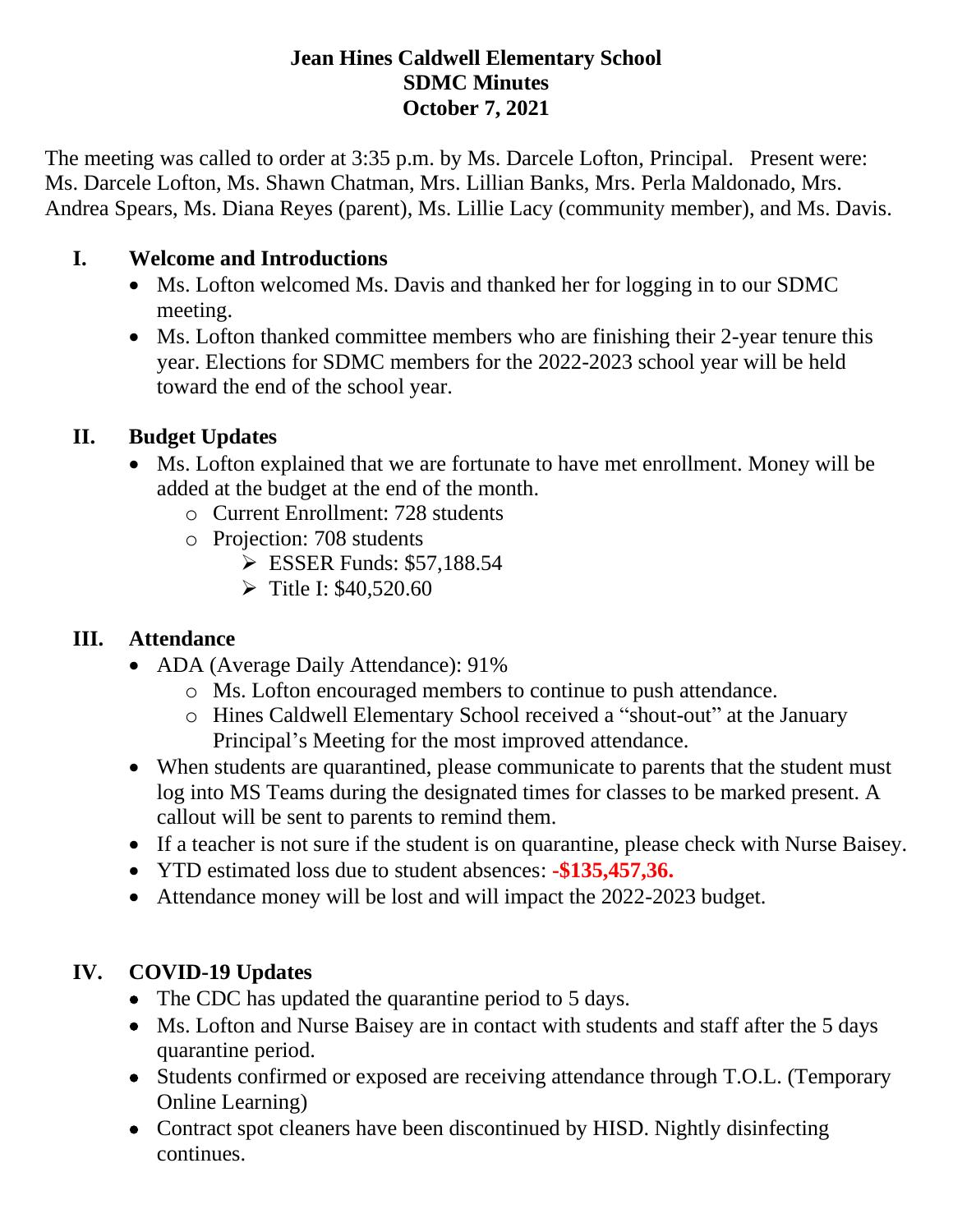**Jean Hines Caldwell Elementary School**
**SDMC Minutes**
**October 7, 2021**

The meeting was called to order at 3:35 p.m. by Ms. Darcele Lofton, Principal. Present were: Ms. Darcele Lofton, Ms. Shawn Chatman, Mrs. Lillian Banks, Mrs. Perla Maldonado, Mrs. Andrea Spears, Ms. Diana Reyes (parent), Ms. Lillie Lacy (community member), and Ms. Davis.

## I. Welcome and Introductions

- Ms. Lofton welcomed Ms. Davis and thanked her for logging in to our SDMC meeting.
- Ms. Lofton thanked committee members who are finishing their 2-year tenure this year. Elections for SDMC members for the 2022-2023 school year will be held toward the end of the school year.

## II. Budget Updates

- Ms. Lofton explained that we are fortunate to have met enrollment. Money will be added at the budget at the end of the month.
  - Current Enrollment: 728 students
  - Projection: 708 students
    - ESSER Funds: $57,188.54
    - Title I: $40,520.60

## III. Attendance

- ADA (Average Daily Attendance): 91%
  - Ms. Lofton encouraged members to continue to push attendance.
  - Hines Caldwell Elementary School received a "shout-out" at the January Principal's Meeting for the most improved attendance.
- When students are quarantined, please communicate to parents that the student must log into MS Teams during the designated times for classes to be marked present. A callout will be sent to parents to remind them.
- If a teacher is not sure if the student is on quarantine, please check with Nurse Baisey.
- YTD estimated loss due to student absences: **-$135,457,36.**
- Attendance money will be lost and will impact the 2022-2023 budget.

## IV. COVID-19 Updates

- The CDC has updated the quarantine period to 5 days.
- Ms. Lofton and Nurse Baisey are in contact with students and staff after the 5 days quarantine period.
- Students confirmed or exposed are receiving attendance through T.O.L. (Temporary Online Learning)
- Contract spot cleaners have been discontinued by HISD. Nightly disinfecting continues.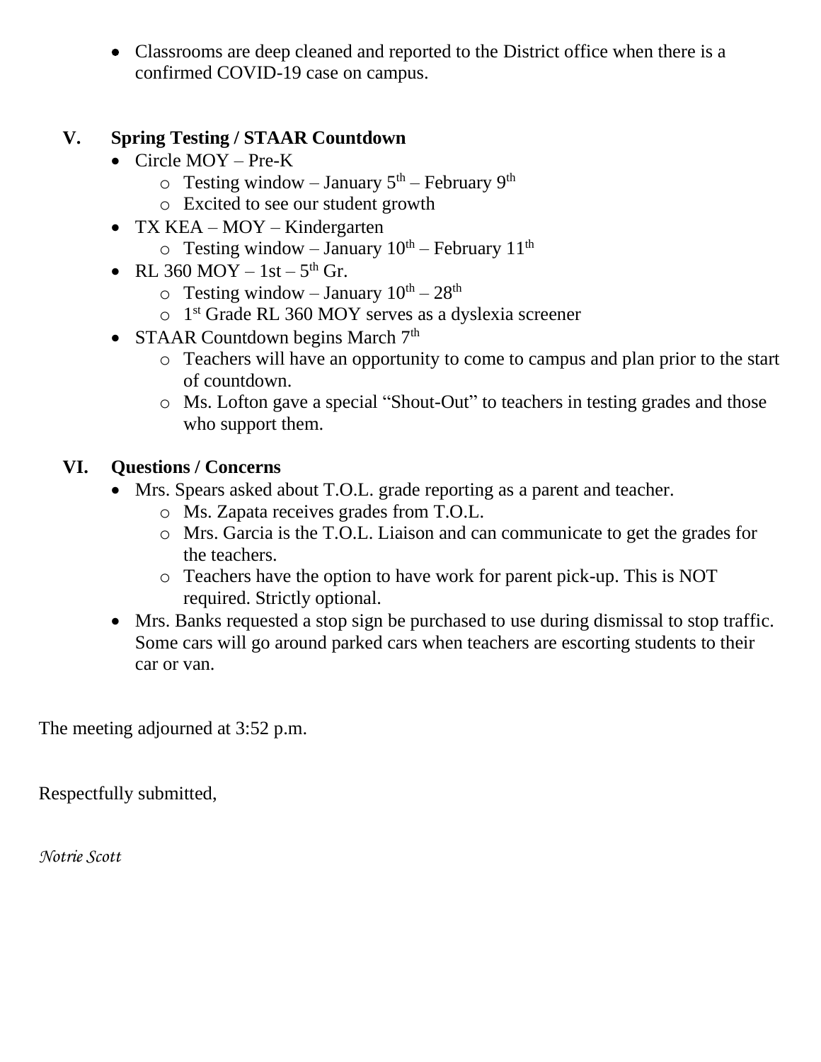- Classrooms are deep cleaned and reported to the District office when there is a confirmed COVID-19 case on campus.

## V. Spring Testing / STAAR Countdown

- Circle MOY – Pre-K
  - Testing window – January 5th – February 9th
  - Excited to see our student growth
- TX KEA – MOY – Kindergarten
  - Testing window – January 10th – February 11th
- RL 360 MOY – 1st – 5th Gr.
  - Testing window – January 10th – 28th
  - 1st Grade RL 360 MOY serves as a dyslexia screener
- STAAR Countdown begins March 7th
  - Teachers will have an opportunity to come to campus and plan prior to the start of countdown.
  - Ms. Lofton gave a special "Shout-Out" to teachers in testing grades and those who support them.

## VI. Questions / Concerns

- Mrs. Spears asked about T.O.L. grade reporting as a parent and teacher.
  - Ms. Zapata receives grades from T.O.L.
  - Mrs. Garcia is the T.O.L. Liaison and can communicate to get the grades for the teachers.
  - Teachers have the option to have work for parent pick-up. This is NOT required. Strictly optional.
- Mrs. Banks requested a stop sign be purchased to use during dismissal to stop traffic. Some cars will go around parked cars when teachers are escorting students to their car or van.

The meeting adjourned at 3:52 p.m.

Respectfully submitted,

*Notrie Scott*